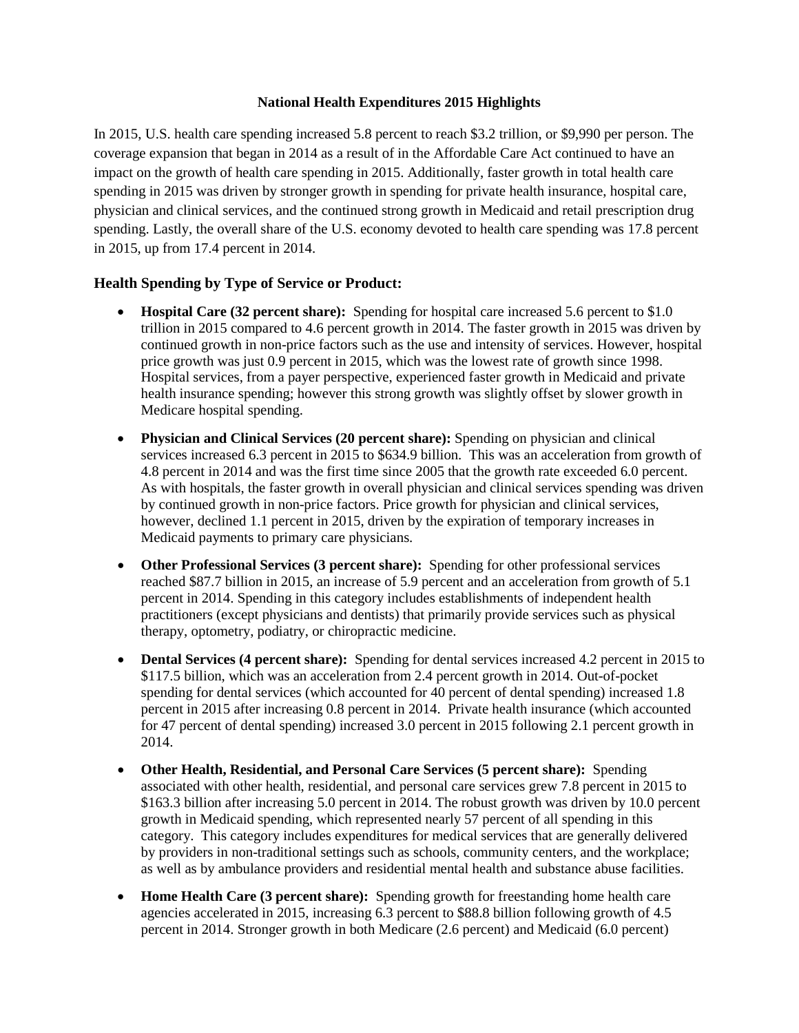**National Health Expenditures 2015 Highlights**

In 2015, U.S. health care spending increased 5.8 percent to reach $3.2 trillion, or $9,990 per person. The coverage expansion that began in 2014 as a result of in the Affordable Care Act continued to have an impact on the growth of health care spending in 2015. Additionally, faster growth in total health care spending in 2015 was driven by stronger growth in spending for private health insurance, hospital care, physician and clinical services, and the continued strong growth in Medicaid and retail prescription drug spending. Lastly, the overall share of the U.S. economy devoted to health care spending was 17.8 percent in 2015, up from 17.4 percent in 2014.

## Health Spending by Type of Service or Product:

- **Hospital Care (32 percent share):** Spending for hospital care increased 5.6 percent to $1.0 trillion in 2015 compared to 4.6 percent growth in 2014. The faster growth in 2015 was driven by continued growth in non-price factors such as the use and intensity of services. However, hospital price growth was just 0.9 percent in 2015, which was the lowest rate of growth since 1998. Hospital services, from a payer perspective, experienced faster growth in Medicaid and private health insurance spending; however this strong growth was slightly offset by slower growth in Medicare hospital spending.

- **Physician and Clinical Services (20 percent share):** Spending on physician and clinical services increased 6.3 percent in 2015 to $634.9 billion. This was an acceleration from growth of 4.8 percent in 2014 and was the first time since 2005 that the growth rate exceeded 6.0 percent. As with hospitals, the faster growth in overall physician and clinical services spending was driven by continued growth in non-price factors. Price growth for physician and clinical services, however, declined 1.1 percent in 2015, driven by the expiration of temporary increases in Medicaid payments to primary care physicians.

- **Other Professional Services (3 percent share):** Spending for other professional services reached $87.7 billion in 2015, an increase of 5.9 percent and an acceleration from growth of 5.1 percent in 2014. Spending in this category includes establishments of independent health practitioners (except physicians and dentists) that primarily provide services such as physical therapy, optometry, podiatry, or chiropractic medicine.

- **Dental Services (4 percent share):** Spending for dental services increased 4.2 percent in 2015 to $117.5 billion, which was an acceleration from 2.4 percent growth in 2014. Out-of-pocket spending for dental services (which accounted for 40 percent of dental spending) increased 1.8 percent in 2015 after increasing 0.8 percent in 2014. Private health insurance (which accounted for 47 percent of dental spending) increased 3.0 percent in 2015 following 2.1 percent growth in 2014.

- **Other Health, Residential, and Personal Care Services (5 percent share):** Spending associated with other health, residential, and personal care services grew 7.8 percent in 2015 to $163.3 billion after increasing 5.0 percent in 2014. The robust growth was driven by 10.0 percent growth in Medicaid spending, which represented nearly 57 percent of all spending in this category. This category includes expenditures for medical services that are generally delivered by providers in non-traditional settings such as schools, community centers, and the workplace; as well as by ambulance providers and residential mental health and substance abuse facilities.

- **Home Health Care (3 percent share):** Spending growth for freestanding home health care agencies accelerated in 2015, increasing 6.3 percent to $88.8 billion following growth of 4.5 percent in 2014. Stronger growth in both Medicare (2.6 percent) and Medicaid (6.0 percent)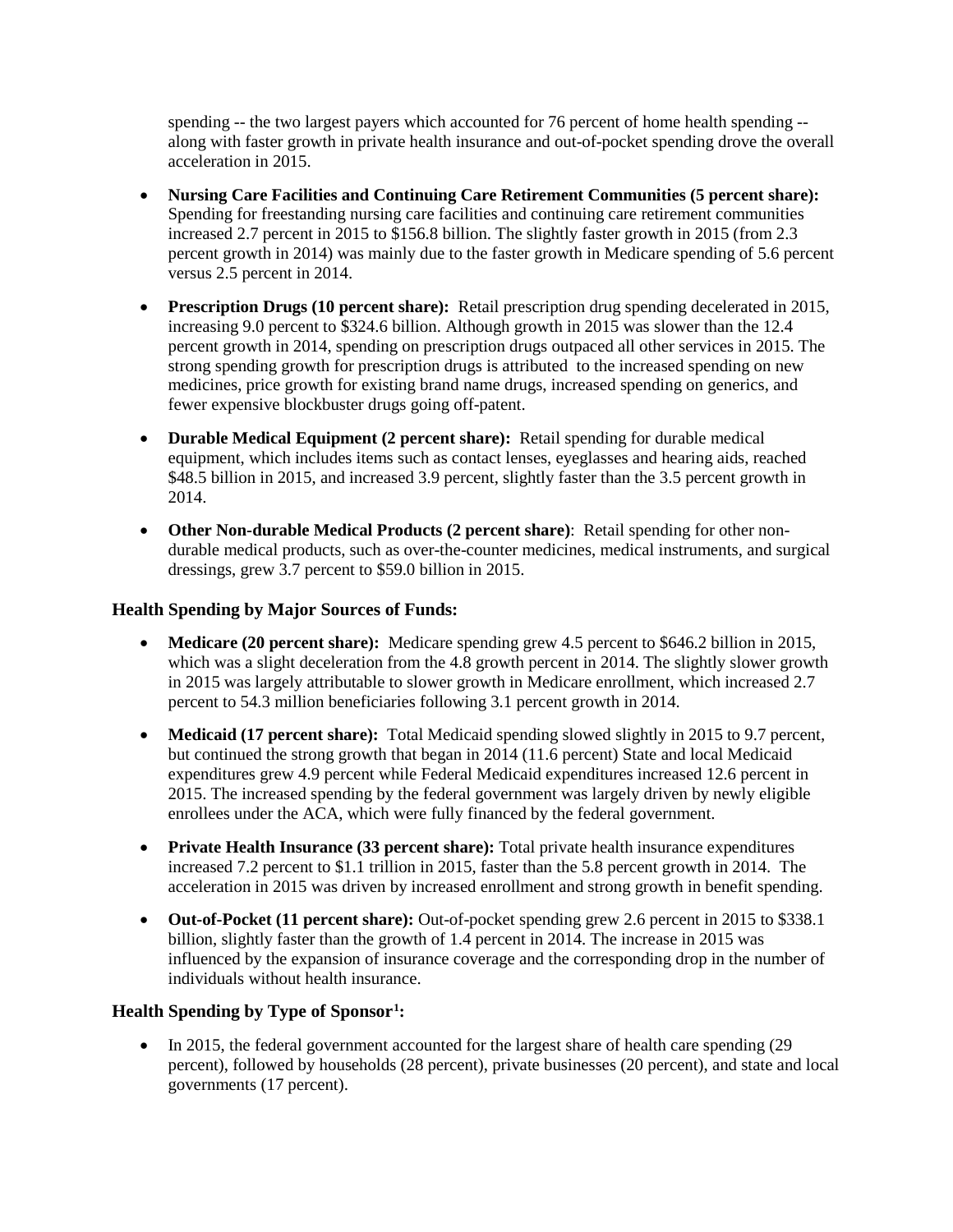spending -- the two largest payers which accounted for 76 percent of home health spending -- along with faster growth in private health insurance and out-of-pocket spending drove the overall acceleration in 2015.

- **Nursing Care Facilities and Continuing Care Retirement Communities (5 percent share):** Spending for freestanding nursing care facilities and continuing care retirement communities increased 2.7 percent in 2015 to $156.8 billion. The slightly faster growth in 2015 (from 2.3 percent growth in 2014) was mainly due to the faster growth in Medicare spending of 5.6 percent versus 2.5 percent in 2014.
- **Prescription Drugs (10 percent share):** Retail prescription drug spending decelerated in 2015, increasing 9.0 percent to $324.6 billion. Although growth in 2015 was slower than the 12.4 percent growth in 2014, spending on prescription drugs outpaced all other services in 2015. The strong spending growth for prescription drugs is attributed to the increased spending on new medicines, price growth for existing brand name drugs, increased spending on generics, and fewer expensive blockbuster drugs going off-patent.
- **Durable Medical Equipment (2 percent share):** Retail spending for durable medical equipment, which includes items such as contact lenses, eyeglasses and hearing aids, reached $48.5 billion in 2015, and increased 3.9 percent, slightly faster than the 3.5 percent growth in 2014.
- **Other Non-durable Medical Products (2 percent share)**: Retail spending for other non-durable medical products, such as over-the-counter medicines, medical instruments, and surgical dressings, grew 3.7 percent to $59.0 billion in 2015.

### Health Spending by Major Sources of Funds:

- **Medicare (20 percent share):** Medicare spending grew 4.5 percent to $646.2 billion in 2015, which was a slight deceleration from the 4.8 growth percent in 2014. The slightly slower growth in 2015 was largely attributable to slower growth in Medicare enrollment, which increased 2.7 percent to 54.3 million beneficiaries following 3.1 percent growth in 2014.
- **Medicaid (17 percent share):** Total Medicaid spending slowed slightly in 2015 to 9.7 percent, but continued the strong growth that began in 2014 (11.6 percent) State and local Medicaid expenditures grew 4.9 percent while Federal Medicaid expenditures increased 12.6 percent in 2015. The increased spending by the federal government was largely driven by newly eligible enrollees under the ACA, which were fully financed by the federal government.
- **Private Health Insurance (33 percent share):** Total private health insurance expenditures increased 7.2 percent to $1.1 trillion in 2015, faster than the 5.8 percent growth in 2014. The acceleration in 2015 was driven by increased enrollment and strong growth in benefit spending.
- **Out-of-Pocket (11 percent share):** Out-of-pocket spending grew 2.6 percent in 2015 to $338.1 billion, slightly faster than the growth of 1.4 percent in 2014. The increase in 2015 was influenced by the expansion of insurance coverage and the corresponding drop in the number of individuals without health insurance.

### Health Spending by Type of Sponsor[1]:

- In 2015, the federal government accounted for the largest share of health care spending (29 percent), followed by households (28 percent), private businesses (20 percent), and state and local governments (17 percent).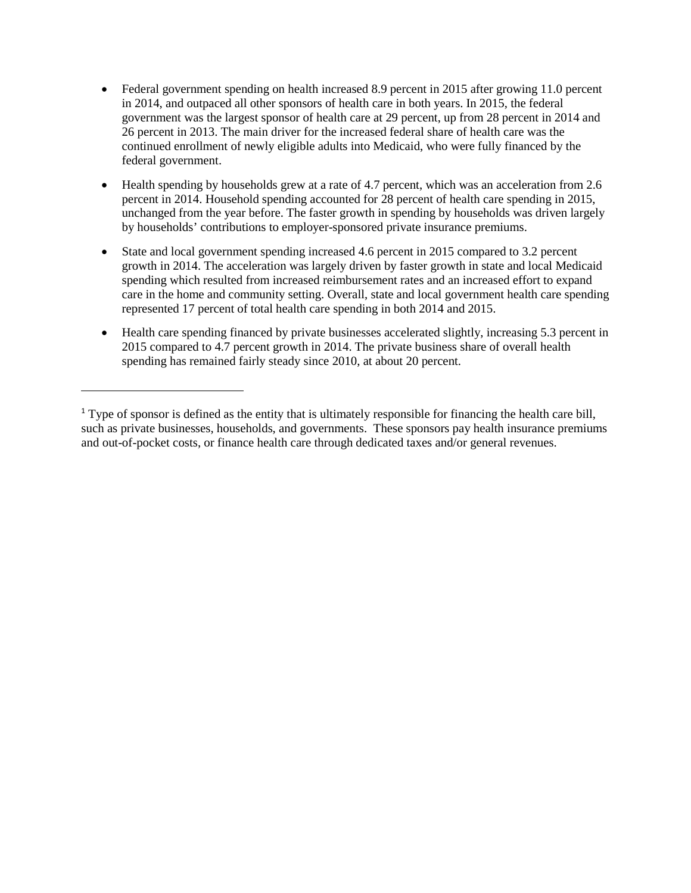- Federal government spending on health increased 8.9 percent in 2015 after growing 11.0 percent in 2014, and outpaced all other sponsors of health care in both years. In 2015, the federal government was the largest sponsor of health care at 29 percent, up from 28 percent in 2014 and 26 percent in 2013. The main driver for the increased federal share of health care was the continued enrollment of newly eligible adults into Medicaid, who were fully financed by the federal government.
- Health spending by households grew at a rate of 4.7 percent, which was an acceleration from 2.6 percent in 2014. Household spending accounted for 28 percent of health care spending in 2015, unchanged from the year before. The faster growth in spending by households was driven largely by households' contributions to employer-sponsored private insurance premiums.
- State and local government spending increased 4.6 percent in 2015 compared to 3.2 percent growth in 2014. The acceleration was largely driven by faster growth in state and local Medicaid spending which resulted from increased reimbursement rates and an increased effort to expand care in the home and community setting. Overall, state and local government health care spending represented 17 percent of total health care spending in both 2014 and 2015.
- Health care spending financed by private businesses accelerated slightly, increasing 5.3 percent in 2015 compared to 4.7 percent growth in 2014. The private business share of overall health spending has remained fairly steady since 2010, at about 20 percent.

---

[1] Type of sponsor is defined as the entity that is ultimately responsible for financing the health care bill, such as private businesses, households, and governments. These sponsors pay health insurance premiums and out-of-pocket costs, or finance health care through dedicated taxes and/or general revenues.